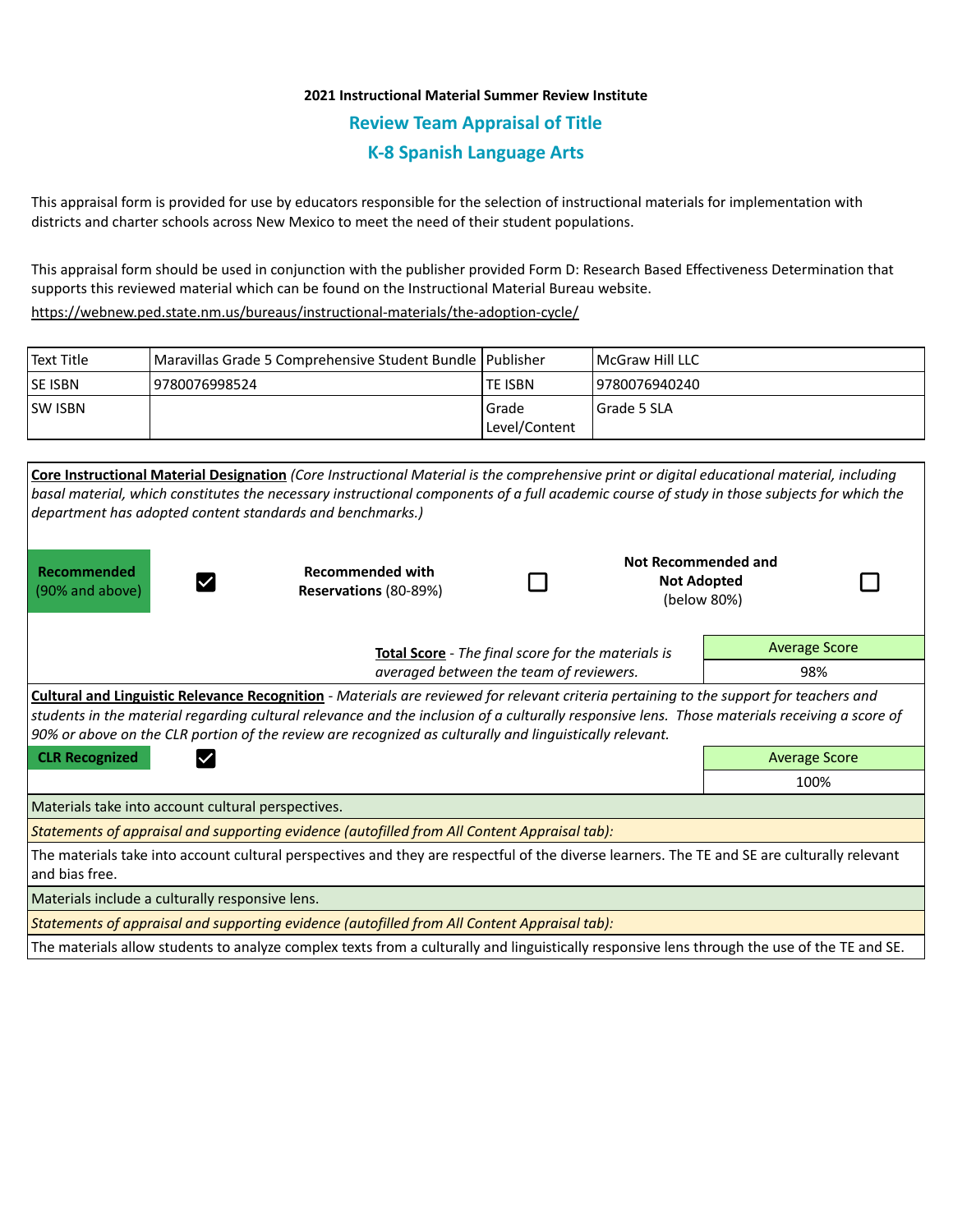**2021 Instructional Material Summer Review Institute**

## Review Team Appraisal of Title

## K-8 Spanish Language Arts

This appraisal form is provided for use by educators responsible for the selection of instructional materials for implementation with districts and charter schools across New Mexico to meet the need of their student populations.

This appraisal form should be used in conjunction with the publisher provided Form D: Research Based Effectiveness Determination that supports this reviewed material which can be found on the Instructional Material Bureau website.

https://webnew.ped.state.nm.us/bureaus/instructional-materials/the-adoption-cycle/

| Text Title | Maravillas Grade 5 Comprehensive Student Bundle | Publisher | McGraw Hill LLC |
|---|---|---|---|
| SE ISBN | 9780076998524 | TE ISBN | 9780076940240 |
| SW ISBN | | Grade Level/Content | Grade 5 SLA |

**Core Instructional Material Designation** *(Core Instructional Material is the comprehensive print or digital educational material, including basal material, which constitutes the necessary instructional components of a full academic course of study in those subjects for which the department has adopted content standards and benchmarks.)*

| **Recommended** (90% and above) | ☑ | **Recommended with Reservations** (80-89%) | ☐ | **Not Recommended and Not Adopted** (below 80%) | ☐ |
|---|---|---|---|---|---|

**Total Score** - *The final score for the materials is averaged between the team of reviewers.*

| Average Score |
|---|
| 98% |

**Cultural and Linguistic Relevance Recognition** - *Materials are reviewed for relevant criteria pertaining to the support for teachers and students in the material regarding cultural relevance and the inclusion of a culturally responsive lens. Those materials receiving a score of 90% or above on the CLR portion of the review are recognized as culturally and linguistically relevant.*

**CLR Recognized** ☑

| Average Score |
|---|
| 100% |

Materials take into account cultural perspectives.

*Statements of appraisal and supporting evidence (autofilled from All Content Appraisal tab):*

The materials take into account cultural perspectives and they are respectful of the diverse learners. The TE and SE are culturally relevant and bias free.

Materials include a culturally responsive lens.

*Statements of appraisal and supporting evidence (autofilled from All Content Appraisal tab):*

The materials allow students to analyze complex texts from a culturally and linguistically responsive lens through the use of the TE and SE.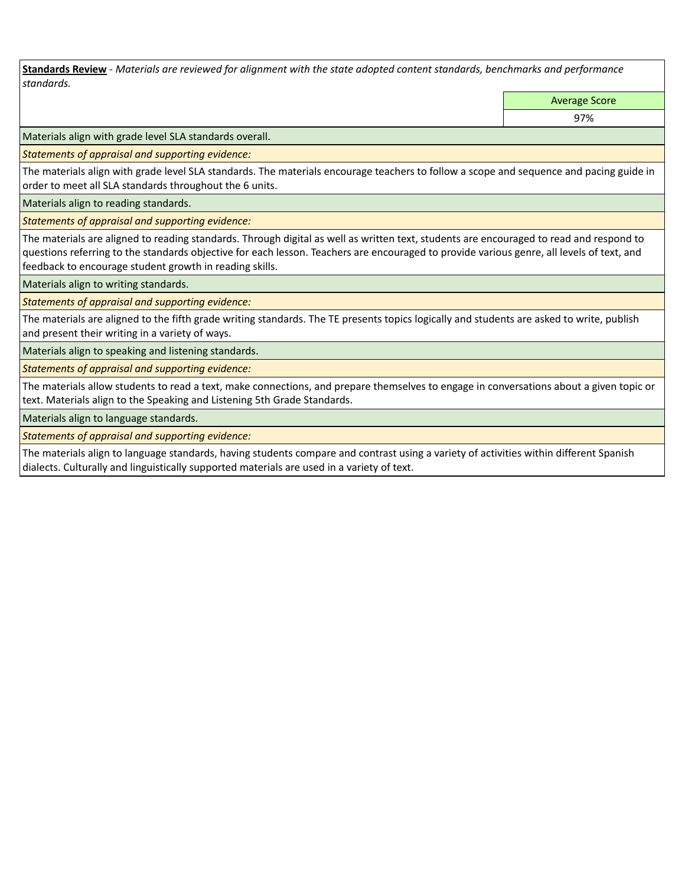**Standards Review** - *Materials are reviewed for alignment with the state adopted content standards, benchmarks and performance standards.*

| | Average Score |
|---|---|
| | 97% |

Materials align with grade level SLA standards overall.

*Statements of appraisal and supporting evidence:*

The materials align with grade level SLA standards. The materials encourage teachers to follow a scope and sequence and pacing guide in order to meet all SLA standards throughout the 6 units.

Materials align to reading standards.

*Statements of appraisal and supporting evidence:*

The materials are aligned to reading standards. Through digital as well as written text, students are encouraged to read and respond to questions referring to the standards objective for each lesson. Teachers are encouraged to provide various genre, all levels of text, and feedback to encourage student growth in reading skills.

Materials align to writing standards.

*Statements of appraisal and supporting evidence:*

The materials are aligned to the fifth grade writing standards. The TE presents topics logically and students are asked to write, publish and present their writing in a variety of ways.

Materials align to speaking and listening standards.

*Statements of appraisal and supporting evidence:*

The materials allow students to read a text, make connections, and prepare themselves to engage in conversations about a given topic or text. Materials align to the Speaking and Listening 5th Grade Standards.

Materials align to language standards.

*Statements of appraisal and supporting evidence:*

The materials align to language standards, having students compare and contrast using a variety of activities within different Spanish dialects. Culturally and linguistically supported materials are used in a variety of text.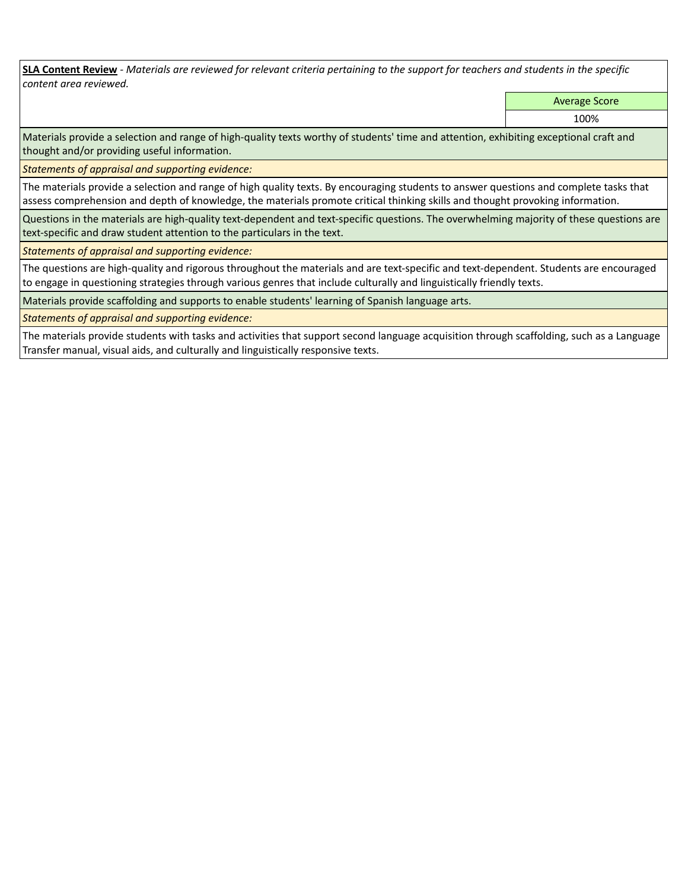**SLA Content Review** - *Materials are reviewed for relevant criteria pertaining to the support for teachers and students in the specific content area reviewed.*

| Average Score |
| --- |
| 100% |

Materials provide a selection and range of high-quality texts worthy of students' time and attention, exhibiting exceptional craft and thought and/or providing useful information.

*Statements of appraisal and supporting evidence:*

The materials provide a selection and range of high quality texts. By encouraging students to answer questions and complete tasks that assess comprehension and depth of knowledge, the materials promote critical thinking skills and thought provoking information.

Questions in the materials are high-quality text-dependent and text-specific questions. The overwhelming majority of these questions are text-specific and draw student attention to the particulars in the text.

*Statements of appraisal and supporting evidence:*

The questions are high-quality and rigorous throughout the materials and are text-specific and text-dependent. Students are encouraged to engage in questioning strategies through various genres that include culturally and linguistically friendly texts.

Materials provide scaffolding and supports to enable students' learning of Spanish language arts.

*Statements of appraisal and supporting evidence:*

The materials provide students with tasks and activities that support second language acquisition through scaffolding, such as a Language Transfer manual, visual aids, and culturally and linguistically responsive texts.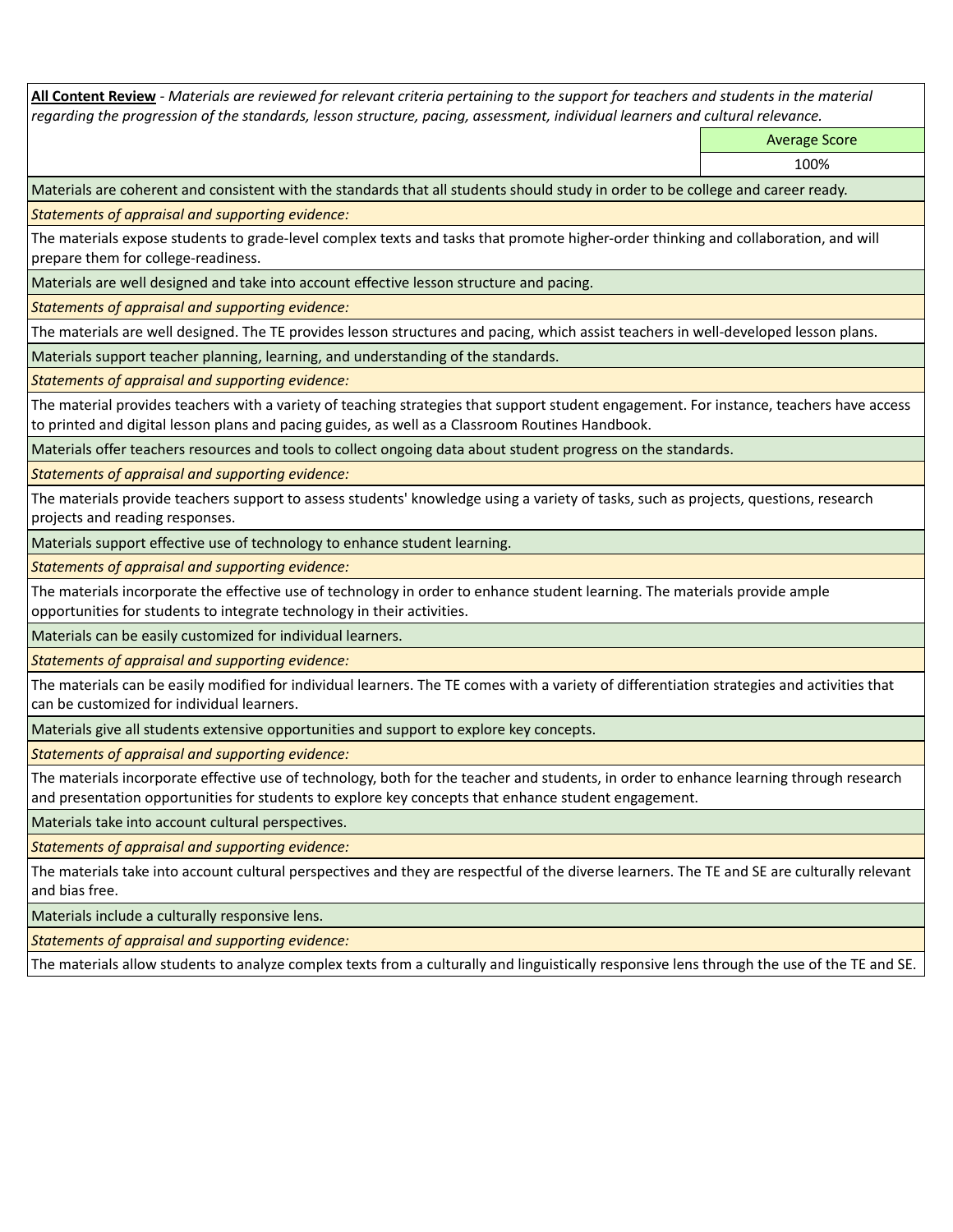**<u>All Content Review</u>** - *Materials are reviewed for relevant criteria pertaining to the support for teachers and students in the material regarding the progression of the standards, lesson structure, pacing, assessment, individual learners and cultural relevance.*

| | Average Score |
|---|---|
| | 100% |

Materials are coherent and consistent with the standards that all students should study in order to be college and career ready.

*Statements of appraisal and supporting evidence:*

The materials expose students to grade-level complex texts and tasks that promote higher-order thinking and collaboration, and will prepare them for college-readiness.

Materials are well designed and take into account effective lesson structure and pacing.

*Statements of appraisal and supporting evidence:*

The materials are well designed. The TE provides lesson structures and pacing, which assist teachers in well-developed lesson plans.

Materials support teacher planning, learning, and understanding of the standards.

*Statements of appraisal and supporting evidence:*

The material provides teachers with a variety of teaching strategies that support student engagement. For instance, teachers have access to printed and digital lesson plans and pacing guides, as well as a Classroom Routines Handbook.

Materials offer teachers resources and tools to collect ongoing data about student progress on the standards.

*Statements of appraisal and supporting evidence:*

The materials provide teachers support to assess students' knowledge using a variety of tasks, such as projects, questions, research projects and reading responses.

Materials support effective use of technology to enhance student learning.

*Statements of appraisal and supporting evidence:*

The materials incorporate the effective use of technology in order to enhance student learning. The materials provide ample opportunities for students to integrate technology in their activities.

Materials can be easily customized for individual learners.

*Statements of appraisal and supporting evidence:*

The materials can be easily modified for individual learners. The TE comes with a variety of differentiation strategies and activities that can be customized for individual learners.

Materials give all students extensive opportunities and support to explore key concepts.

*Statements of appraisal and supporting evidence:*

The materials incorporate effective use of technology, both for the teacher and students, in order to enhance learning through research and presentation opportunities for students to explore key concepts that enhance student engagement.

Materials take into account cultural perspectives.

*Statements of appraisal and supporting evidence:*

The materials take into account cultural perspectives and they are respectful of the diverse learners. The TE and SE are culturally relevant and bias free.

Materials include a culturally responsive lens.

*Statements of appraisal and supporting evidence:*

The materials allow students to analyze complex texts from a culturally and linguistically responsive lens through the use of the TE and SE.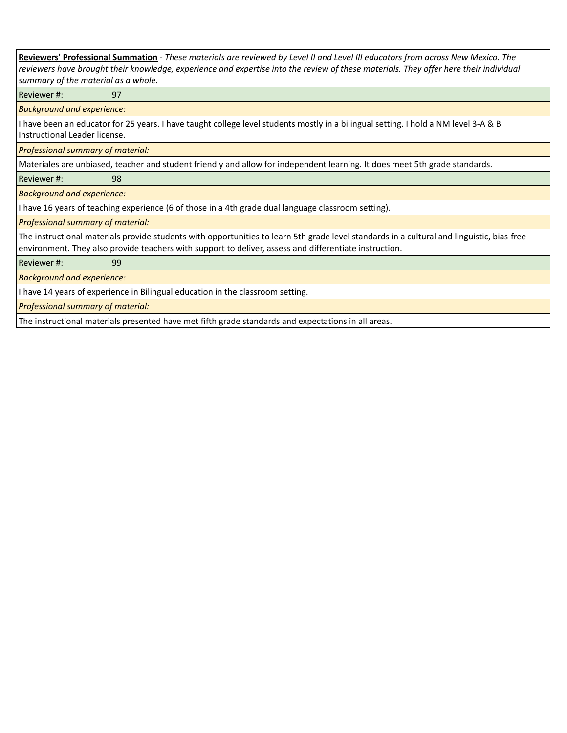**<u>Reviewers' Professional Summation</u>** - *These materials are reviewed by Level II and Level III educators from across New Mexico. The reviewers have brought their knowledge, experience and expertise into the review of these materials. They offer here their individual summary of the material as a whole.*

Reviewer #: 97

*Background and experience:*

I have been an educator for 25 years. I have taught college level students mostly in a bilingual setting. I hold a NM level 3-A & B Instructional Leader license.

*Professional summary of material:*

Materiales are unbiased, teacher and student friendly and allow for independent learning. It does meet 5th grade standards.

Reviewer #: 98

*Background and experience:*

I have 16 years of teaching experience (6 of those in a 4th grade dual language classroom setting).

*Professional summary of material:*

The instructional materials provide students with opportunities to learn 5th grade level standards in a cultural and linguistic, bias-free environment. They also provide teachers with support to deliver, assess and differentiate instruction.

Reviewer #: 99

*Background and experience:*

I have 14 years of experience in Bilingual education in the classroom setting.

*Professional summary of material:*

The instructional materials presented have met fifth grade standards and expectations in all areas.